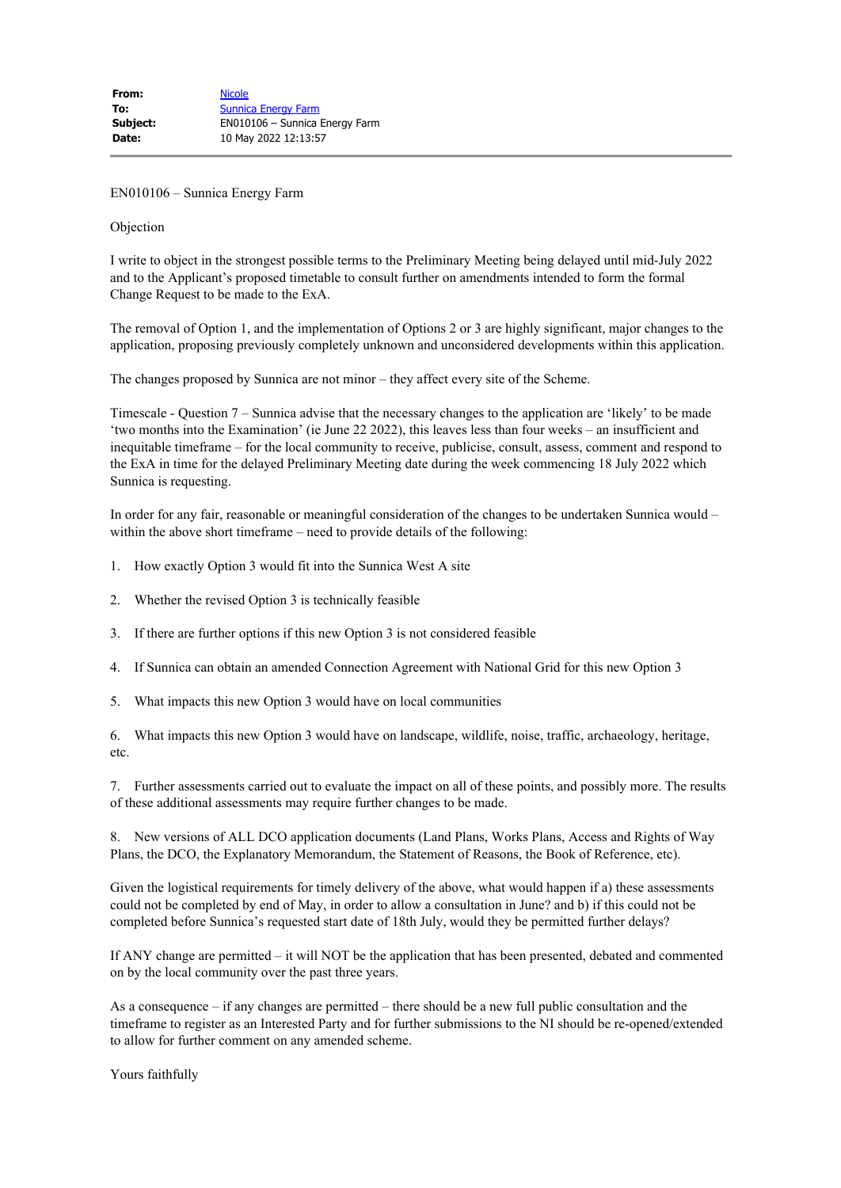| | |
|---|---|
| **From:** | Nicole |
| **To:** | Sunnica Energy Farm |
| **Subject:** | EN010106 – Sunnica Energy Farm |
| **Date:** | 10 May 2022 12:13:57 |

EN010106 – Sunnica Energy Farm

Objection

I write to object in the strongest possible terms to the Preliminary Meeting being delayed until mid-July 2022 and to the Applicant's proposed timetable to consult further on amendments intended to form the formal Change Request to be made to the ExA.

The removal of Option 1, and the implementation of Options 2 or 3 are highly significant, major changes to the application, proposing previously completely unknown and unconsidered developments within this application.

The changes proposed by Sunnica are not minor – they affect every site of the Scheme.

Timescale - Question 7 – Sunnica advise that the necessary changes to the application are 'likely' to be made 'two months into the Examination' (ie June 22 2022), this leaves less than four weeks – an insufficient and inequitable timeframe – for the local community to receive, publicise, consult, assess, comment and respond to the ExA in time for the delayed Preliminary Meeting date during the week commencing 18 July 2022 which Sunnica is requesting.

In order for any fair, reasonable or meaningful consideration of the changes to be undertaken Sunnica would – within the above short timeframe – need to provide details of the following:

1. How exactly Option 3 would fit into the Sunnica West A site

2. Whether the revised Option 3 is technically feasible

3. If there are further options if this new Option 3 is not considered feasible

4. If Sunnica can obtain an amended Connection Agreement with National Grid for this new Option 3

5. What impacts this new Option 3 would have on local communities

6. What impacts this new Option 3 would have on landscape, wildlife, noise, traffic, archaeology, heritage, etc.

7. Further assessments carried out to evaluate the impact on all of these points, and possibly more. The results of these additional assessments may require further changes to be made.

8. New versions of ALL DCO application documents (Land Plans, Works Plans, Access and Rights of Way Plans, the DCO, the Explanatory Memorandum, the Statement of Reasons, the Book of Reference, etc).

Given the logistical requirements for timely delivery of the above, what would happen if a) these assessments could not be completed by end of May, in order to allow a consultation in June? and b) if this could not be completed before Sunnica's requested start date of 18th July, would they be permitted further delays?

If ANY change are permitted – it will NOT be the application that has been presented, debated and commented on by the local community over the past three years.

As a consequence – if any changes are permitted – there should be a new full public consultation and the timeframe to register as an Interested Party and for further submissions to the NI should be re-opened/extended to allow for further comment on any amended scheme.

Yours faithfully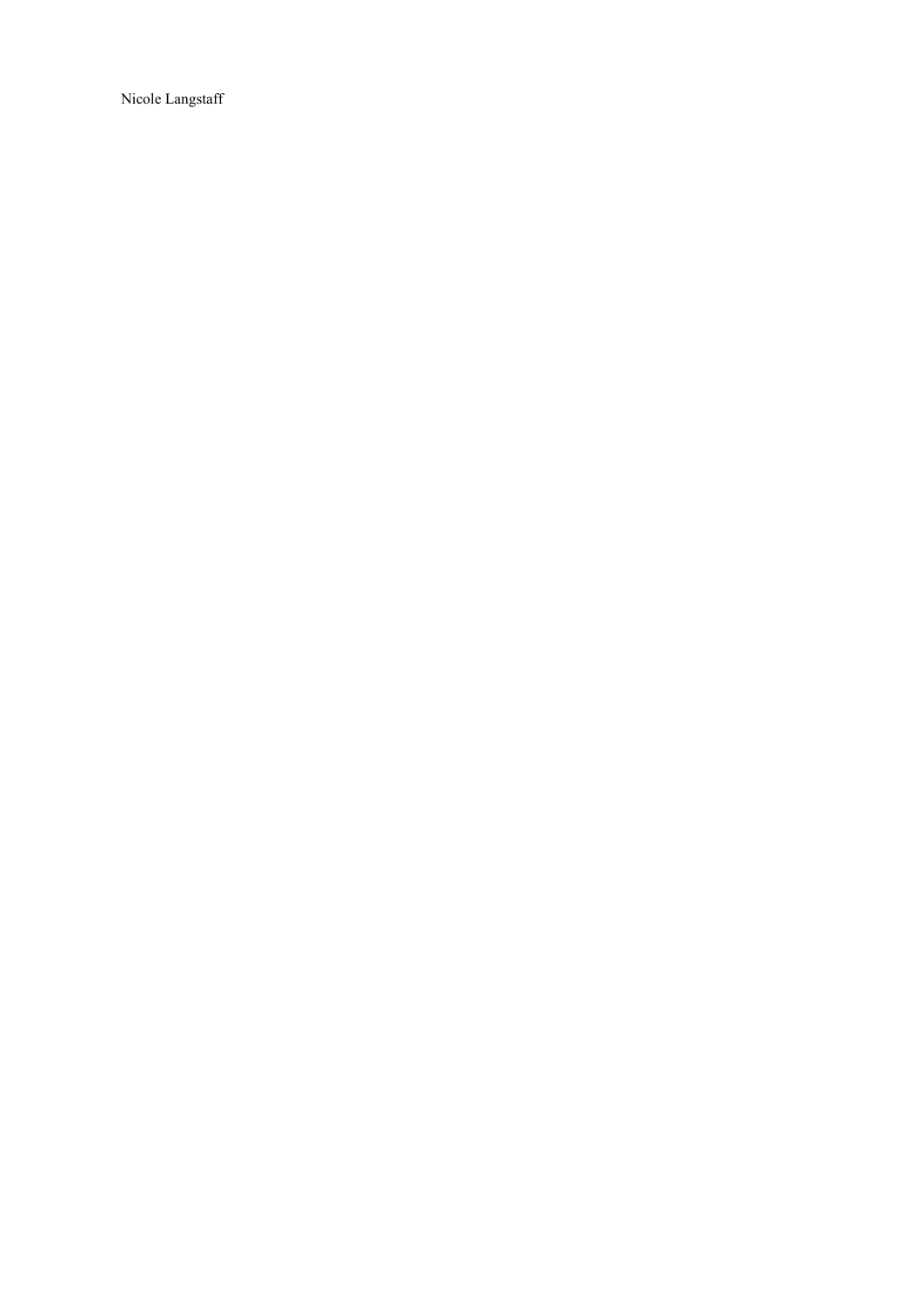Nicole Langstaff